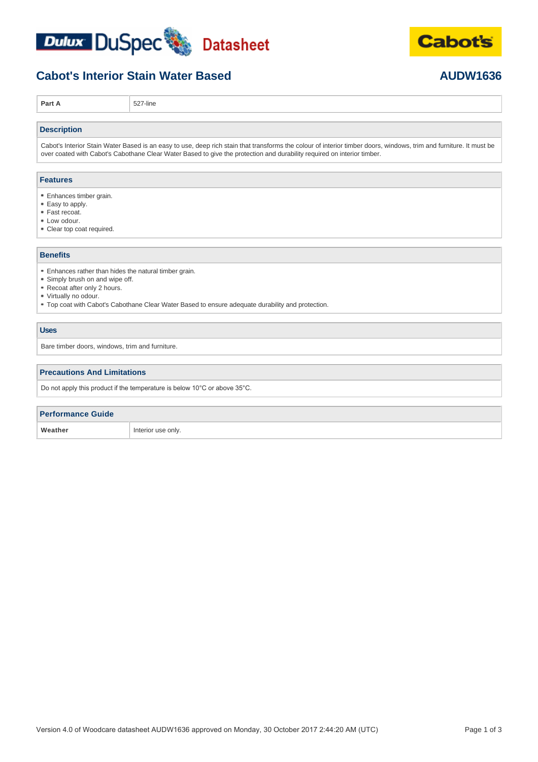# Cabot's Interior Stain Water Based

**AUDW1636**

| **Part A** | 527-line |
|---|---|

## Description

Cabot's Interior Stain Water Based is an easy to use, deep rich stain that transforms the colour of interior timber doors, windows, trim and furniture. It must be over coated with Cabot's Cabothane Clear Water Based to give the protection and durability required on interior timber.

## Features

- Enhances timber grain.
- Easy to apply.
- Fast recoat.
- Low odour.
- Clear top coat required.

## Benefits

- Enhances rather than hides the natural timber grain.
- Simply brush on and wipe off.
- Recoat after only 2 hours.
- Virtually no odour.
- Top coat with Cabot's Cabothane Clear Water Based to ensure adequate durability and protection.

## Uses

Bare timber doors, windows, trim and furniture.

## Precautions And Limitations

Do not apply this product if the temperature is below 10°C or above 35°C.

## Performance Guide

| **Weather** | Interior use only. |
|---|---|

Version 4.0 of Woodcare datasheet AUDW1636 approved on Monday, 30 October 2017 2:44:20 AM (UTC)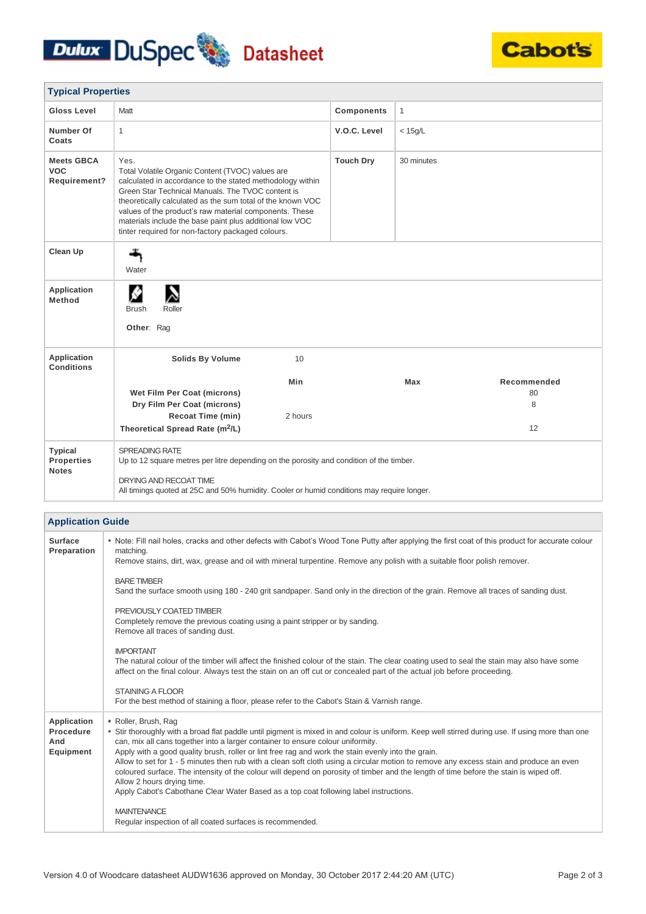Dulux DuSpec Datasheet

Cabot's

## Typical Properties

| | | | |
|---|---|---|---|
| **Gloss Level** | Matt | **Components** | 1 |
| **Number Of Coats** | 1 | **V.O.C. Level** | < 15g/L |
| **Meets GBCA VOC Requirement?** | Yes. Total Volatile Organic Content (TVOC) values are calculated in accordance to the stated methodology within Green Star Technical Manuals. The TVOC content is theoretically calculated as the sum total of the known VOC values of the product's raw material components. These materials include the base paint plus additional low VOC tinter required for non-factory packaged colours. | **Touch Dry** | 30 minutes |

**Clean Up**

Water

**Application Method**

Brush, Roller

**Other:** Rag

**Application Conditions**

| | Min | Max | Recommended |
|---|---|---|---|
| **Solids By Volume** | 10 | | |
| **Wet Film Per Coat (microns)** | | | 80 |
| **Dry Film Per Coat (microns)** | | | 8 |
| **Recoat Time (min)** | 2 hours | | |
| **Theoretical Spread Rate ($m^2$/L)** | | | 12 |

**Typical Properties Notes**

SPREADING RATE
Up to 12 square metres per litre depending on the porosity and condition of the timber.

DRYING AND RECOAT TIME
All timings quoted at 25C and 50% humidity. Cooler or humid conditions may require longer.

## Application Guide

### Surface Preparation

- Note: Fill nail holes, cracks and other defects with Cabot's Wood Tone Putty after applying the first coat of this product for accurate colour matching.
  Remove stains, dirt, wax, grease and oil with mineral turpentine. Remove any polish with a suitable floor polish remover.

  BARE TIMBER
  Sand the surface smooth using 180 - 240 grit sandpaper. Sand only in the direction of the grain. Remove all traces of sanding dust.

  PREVIOUSLY COATED TIMBER
  Completely remove the previous coating using a paint stripper or by sanding.
  Remove all traces of sanding dust.

  IMPORTANT
  The natural colour of the timber will affect the finished colour of the stain. The clear coating used to seal the stain may also have some affect on the final colour. Always test the stain on an off cut or concealed part of the actual job before proceeding.

  STAINING A FLOOR
  For the best method of staining a floor, please refer to the Cabot's Stain & Varnish range.

### Application Procedure And Equipment

- Roller, Brush, Rag
- Stir thoroughly with a broad flat paddle until pigment is mixed in and colour is uniform. Keep well stirred during use. If using more than one can, mix all cans together into a larger container to ensure colour uniformity.
  Apply with a good quality brush, roller or lint free rag and work the stain evenly into the grain.
  Allow to set for 1 - 5 minutes then rub with a clean soft cloth using a circular motion to remove any excess stain and produce an even coloured surface. The intensity of the colour will depend on porosity of timber and the length of time before the stain is wiped off.
  Allow 2 hours drying time.
  Apply Cabot's Cabothane Clear Water Based as a top coat following label instructions.

  MAINTENANCE
  Regular inspection of all coated surfaces is recommended.

Version 4.0 of Woodcare datasheet AUDW1636 approved on Monday, 30 October 2017 2:44:20 AM (UTC)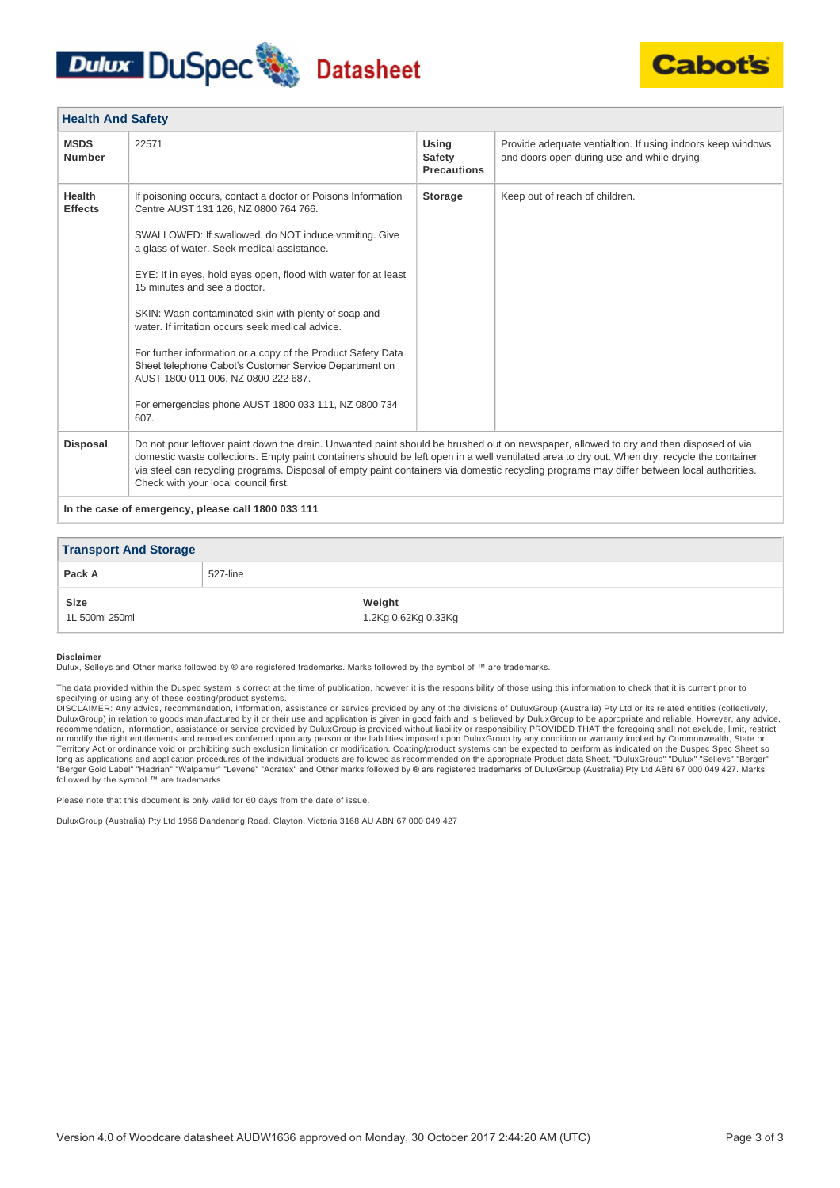## Health And Safety

| | | | |
|---|---|---|---|
| **MSDS Number** | 22571 | **Using Safety Precautions** | Provide adequate ventialtion. If using indoors keep windows and doors open during use and while drying. |
| **Health Effects** | If poisoning occurs, contact a doctor or Poisons Information Centre AUST 131 126, NZ 0800 764 766.<br><br>SWALLOWED: If swallowed, do NOT induce vomiting. Give a glass of water. Seek medical assistance.<br><br>EYE: If in eyes, hold eyes open, flood with water for at least 15 minutes and see a doctor.<br><br>SKIN: Wash contaminated skin with plenty of soap and water. If irritation occurs seek medical advice.<br><br>For further information or a copy of the Product Safety Data Sheet telephone Cabot's Customer Service Department on AUST 1800 011 006, NZ 0800 222 687.<br><br>For emergencies phone AUST 1800 033 111, NZ 0800 734 607. | **Storage** | Keep out of reach of children. |
| **Disposal** | Do not pour leftover paint down the drain. Unwanted paint should be brushed out on newspaper, allowed to dry and then disposed of via domestic waste collections. Empty paint containers should be left open in a well ventilated area to dry out. When dry, recycle the container via steel can recycling programs. Disposal of empty paint containers via domestic recycling programs may differ between local authorities. Check with your local council first. | | |

**In the case of emergency, please call 1800 033 111**

## Transport And Storage

| | |
|---|---|
| **Pack A** | 527-line |

| **Size** | **Weight** |
|---|---|
| 1L 500ml 250ml | 1.2Kg 0.62Kg 0.33Kg |

**Disclaimer**

Dulux, Selleys and Other marks followed by ® are registered trademarks. Marks followed by the symbol of ™ are trademarks.

The data provided within the Duspec system is correct at the time of publication, however it is the responsibility of those using this information to check that it is current prior to specifying or using any of these coating/product systems.
DISCLAIMER: Any advice, recommendation, information, assistance or service provided by any of the divisions of DuluxGroup (Australia) Pty Ltd or its related entities (collectively, DuluxGroup) in relation to goods manufactured by it or their use and application is given in good faith and is believed by DuluxGroup to be appropriate and reliable. However, any advice, recommendation, information, assistance or service provided by DuluxGroup is provided without liability or responsibility PROVIDED THAT the foregoing shall not exclude, limit, restrict or modify the right entitlements and remedies conferred upon any person or the liabilities imposed upon DuluxGroup by any condition or warranty implied by Commonwealth, State or Territory Act or ordinance void or prohibiting such exclusion limitation or modification. Coating/product systems can be expected to perform as indicated on the Duspec Spec Sheet so long as applications and application procedures of the individual products are followed as recommended on the appropriate Product data Sheet. "DuluxGroup" "Dulux" "Selleys" "Berger" "Berger Gold Label" "Hadrian" "Walpamur" "Levene" "Acratex" and Other marks followed by ® are registered trademarks of DuluxGroup (Australia) Pty Ltd ABN 67 000 049 427. Marks followed by the symbol ™ are trademarks.

Please note that this document is only valid for 60 days from the date of issue.

DuluxGroup (Australia) Pty Ltd 1956 Dandenong Road, Clayton, Victoria 3168 AU ABN 67 000 049 427

Version 4.0 of Woodcare datasheet AUDW1636 approved on Monday, 30 October 2017 2:44:20 AM (UTC)